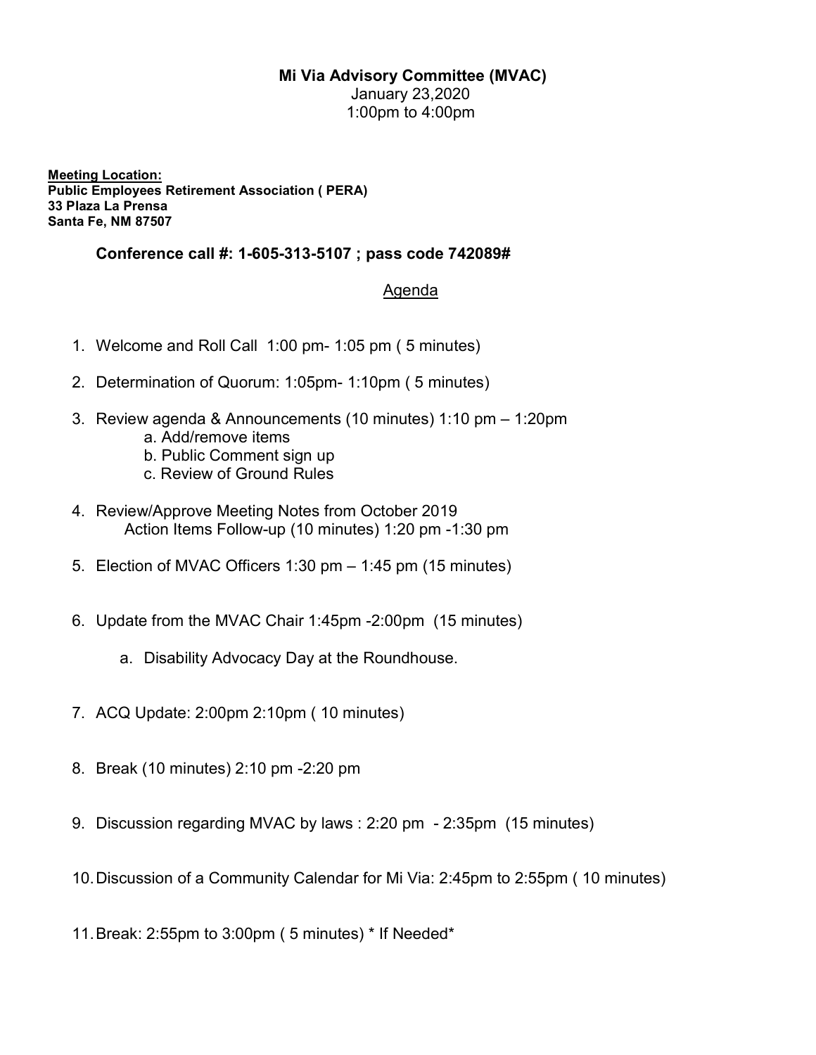**Mi Via Advisory Committee (MVAC)**

January 23,2020

1:00pm to 4:00pm

**Meeting Location:**
**Public Employees Retirement Association ( PERA)**
**33 Plaza La Prensa**
**Santa Fe, NM 87507**

**Conference call #: 1-605-313-5107 ; pass code 742089#**

Agenda

1. Welcome and Roll Call 1:00 pm- 1:05 pm ( 5 minutes)
2. Determination of Quorum: 1:05pm- 1:10pm ( 5 minutes)
3. Review agenda & Announcements (10 minutes) 1:10 pm – 1:20pm
   a. Add/remove items
   b. Public Comment sign up
   c. Review of Ground Rules
4. Review/Approve Meeting Notes from October 2019
   Action Items Follow-up (10 minutes) 1:20 pm -1:30 pm
5. Election of MVAC Officers 1:30 pm – 1:45 pm (15 minutes)
6. Update from the MVAC Chair 1:45pm -2:00pm (15 minutes)
   a. Disability Advocacy Day at the Roundhouse.
7. ACQ Update: 2:00pm 2:10pm ( 10 minutes)
8. Break (10 minutes) 2:10 pm -2:20 pm
9. Discussion regarding MVAC by laws : 2:20 pm - 2:35pm (15 minutes)
10. Discussion of a Community Calendar for Mi Via: 2:45pm to 2:55pm ( 10 minutes)
11. Break: 2:55pm to 3:00pm ( 5 minutes) * If Needed*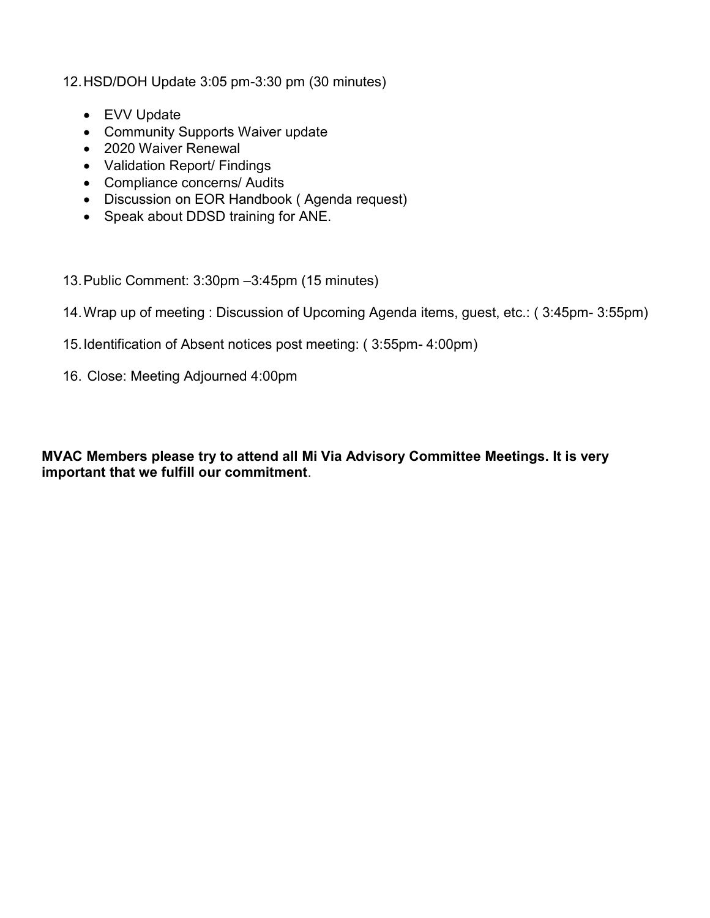12. HSD/DOH Update 3:05 pm-3:30 pm (30 minutes)

    - EVV Update
    - Community Supports Waiver update
    - 2020 Waiver Renewal
    - Validation Report/ Findings
    - Compliance concerns/ Audits
    - Discussion on EOR Handbook ( Agenda request)
    - Speak about DDSD training for ANE.

13. Public Comment: 3:30pm –3:45pm (15 minutes)

14. Wrap up of meeting : Discussion of Upcoming Agenda items, guest, etc.: ( 3:45pm- 3:55pm)

15. Identification of Absent notices post meeting: ( 3:55pm- 4:00pm)

16. Close: Meeting Adjourned 4:00pm

**MVAC Members please try to attend all Mi Via Advisory Committee Meetings. It is very important that we fulfill our commitment**.